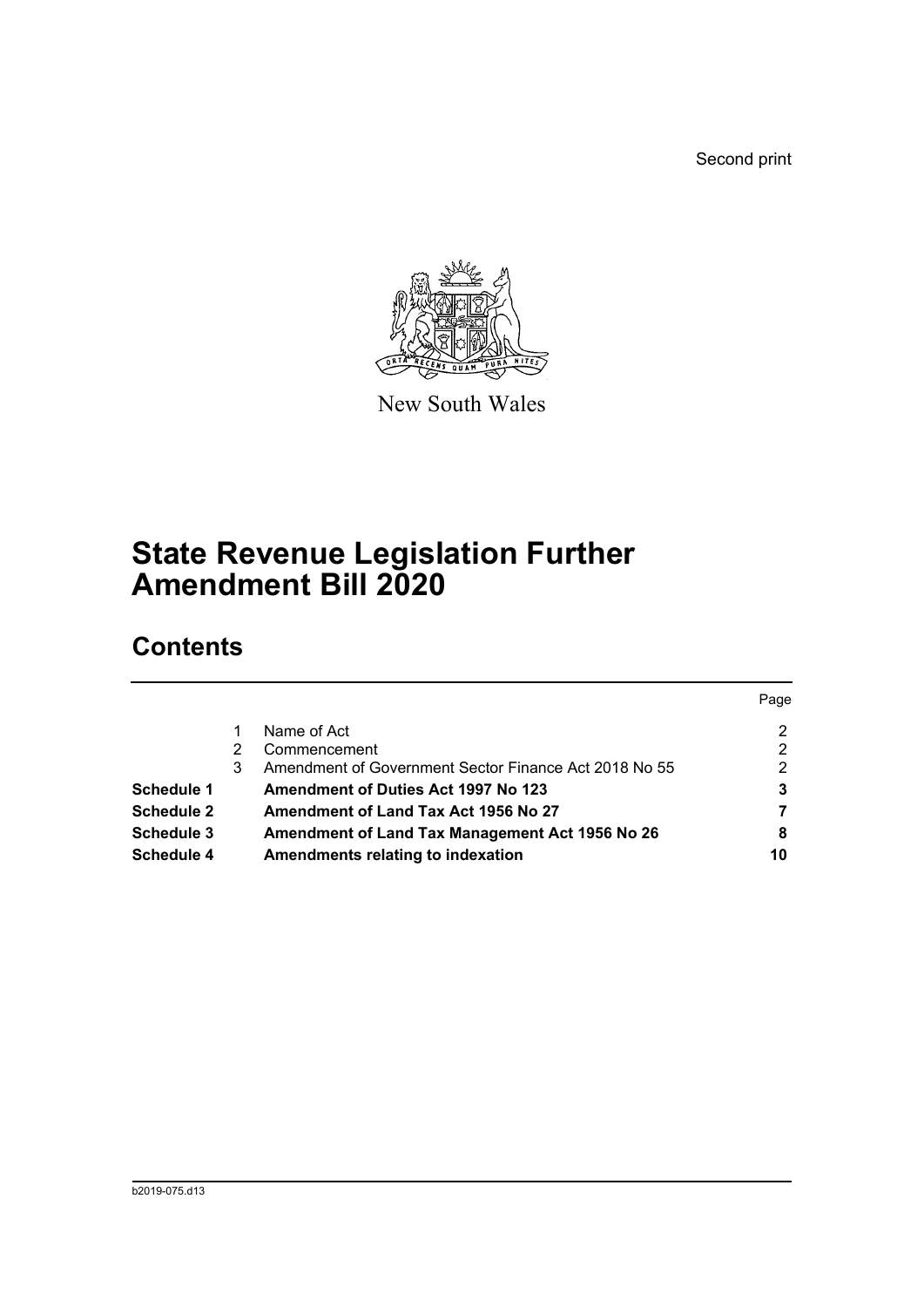Second print

New South Wales

# State Revenue Legislation Further Amendment Bill 2020

## Contents

| | | | Page |
|---|---|---|---|
| | 1 | Name of Act | 2 |
| | 2 | Commencement | 2 |
| | 3 | Amendment of Government Sector Finance Act 2018 No 55 | 2 |
| **Schedule 1** | | **Amendment of Duties Act 1997 No 123** | **3** |
| **Schedule 2** | | **Amendment of Land Tax Act 1956 No 27** | **7** |
| **Schedule 3** | | **Amendment of Land Tax Management Act 1956 No 26** | **8** |
| **Schedule 4** | | **Amendments relating to indexation** | **10** |

b2019-075.d13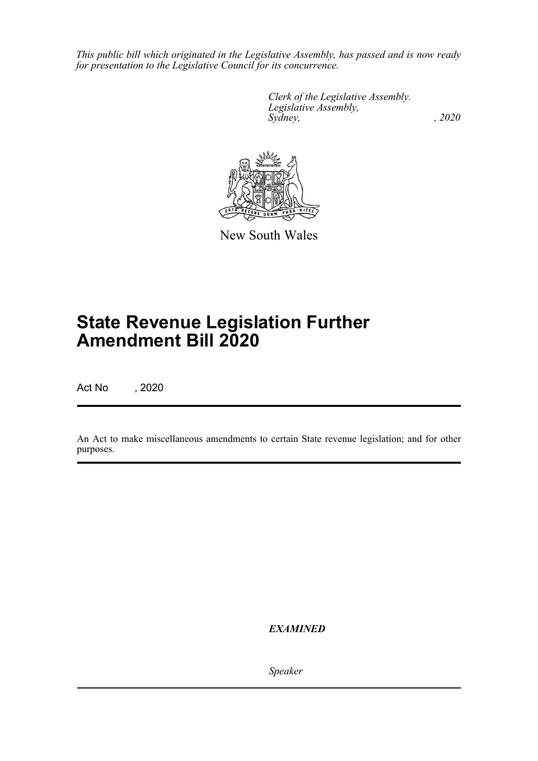*This public bill which originated in the Legislative Assembly, has passed and is now ready for presentation to the Legislative Council for its concurrence.*

*Clerk of the Legislative Assembly.*
*Legislative Assembly,*
*Sydney, , 2020*

New South Wales

# State Revenue Legislation Further Amendment Bill 2020

Act No , 2020

An Act to make miscellaneous amendments to certain State revenue legislation; and for other purposes.

***EXAMINED***

*Speaker*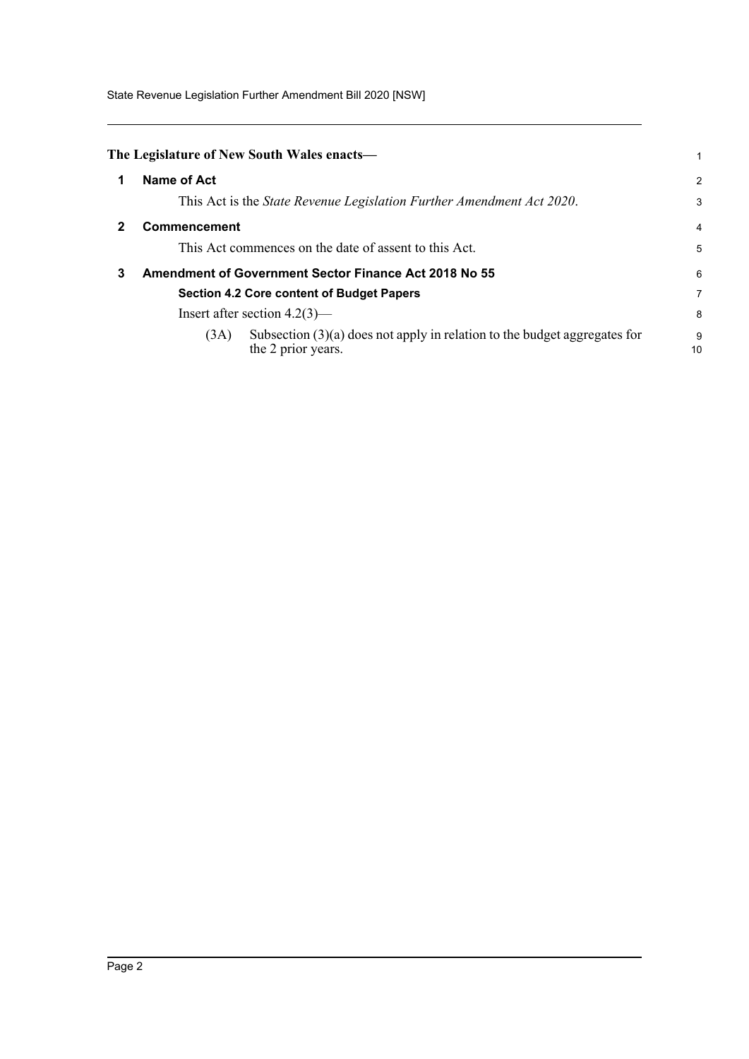**The Legislature of New South Wales enacts—**

## 1 Name of Act

This Act is the *State Revenue Legislation Further Amendment Act 2020*.

## 2 Commencement

This Act commences on the date of assent to this Act.

## 3 Amendment of Government Sector Finance Act 2018 No 55

### Section 4.2 Core content of Budget Papers

Insert after section 4.2(3)—

(3A) Subsection (3)(a) does not apply in relation to the budget aggregates for the 2 prior years.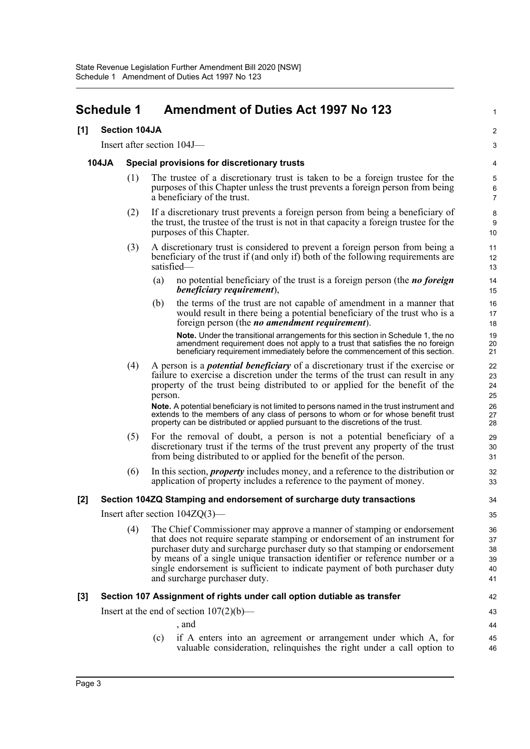# Schedule 1 Amendment of Duties Act 1997 No 123

## [1] Section 104JA

Insert after section 104J—

### 104JA Special provisions for discretionary trusts

(1) The trustee of a discretionary trust is taken to be a foreign trustee for the purposes of this Chapter unless the trust prevents a foreign person from being a beneficiary of the trust.

(2) If a discretionary trust prevents a foreign person from being a beneficiary of the trust, the trustee of the trust is not in that capacity a foreign trustee for the purposes of this Chapter.

(3) A discretionary trust is considered to prevent a foreign person from being a beneficiary of the trust if (and only if) both of the following requirements are satisfied—

(a) no potential beneficiary of the trust is a foreign person (the ***no foreign beneficiary requirement***),

(b) the terms of the trust are not capable of amendment in a manner that would result in there being a potential beneficiary of the trust who is a foreign person (the ***no amendment requirement***).

**Note.** Under the transitional arrangements for this section in Schedule 1, the no amendment requirement does not apply to a trust that satisfies the no foreign beneficiary requirement immediately before the commencement of this section.

(4) A person is a ***potential beneficiary*** of a discretionary trust if the exercise or failure to exercise a discretion under the terms of the trust can result in any property of the trust being distributed to or applied for the benefit of the person.

**Note.** A potential beneficiary is not limited to persons named in the trust instrument and extends to the members of any class of persons to whom or for whose benefit trust property can be distributed or applied pursuant to the discretions of the trust.

(5) For the removal of doubt, a person is not a potential beneficiary of a discretionary trust if the terms of the trust prevent any property of the trust from being distributed to or applied for the benefit of the person.

(6) In this section, ***property*** includes money, and a reference to the distribution or application of property includes a reference to the payment of money.

## [2] Section 104ZQ Stamping and endorsement of surcharge duty transactions

Insert after section 104ZQ(3)—

(4) The Chief Commissioner may approve a manner of stamping or endorsement that does not require separate stamping or endorsement of an instrument for purchaser duty and surcharge purchaser duty so that stamping or endorsement by means of a single unique transaction identifier or reference number or a single endorsement is sufficient to indicate payment of both purchaser duty and surcharge purchaser duty.

## [3] Section 107 Assignment of rights under call option dutiable as transfer

Insert at the end of section 107(2)(b)—

, and

(c) if A enters into an agreement or arrangement under which A, for valuable consideration, relinquishes the right under a call option to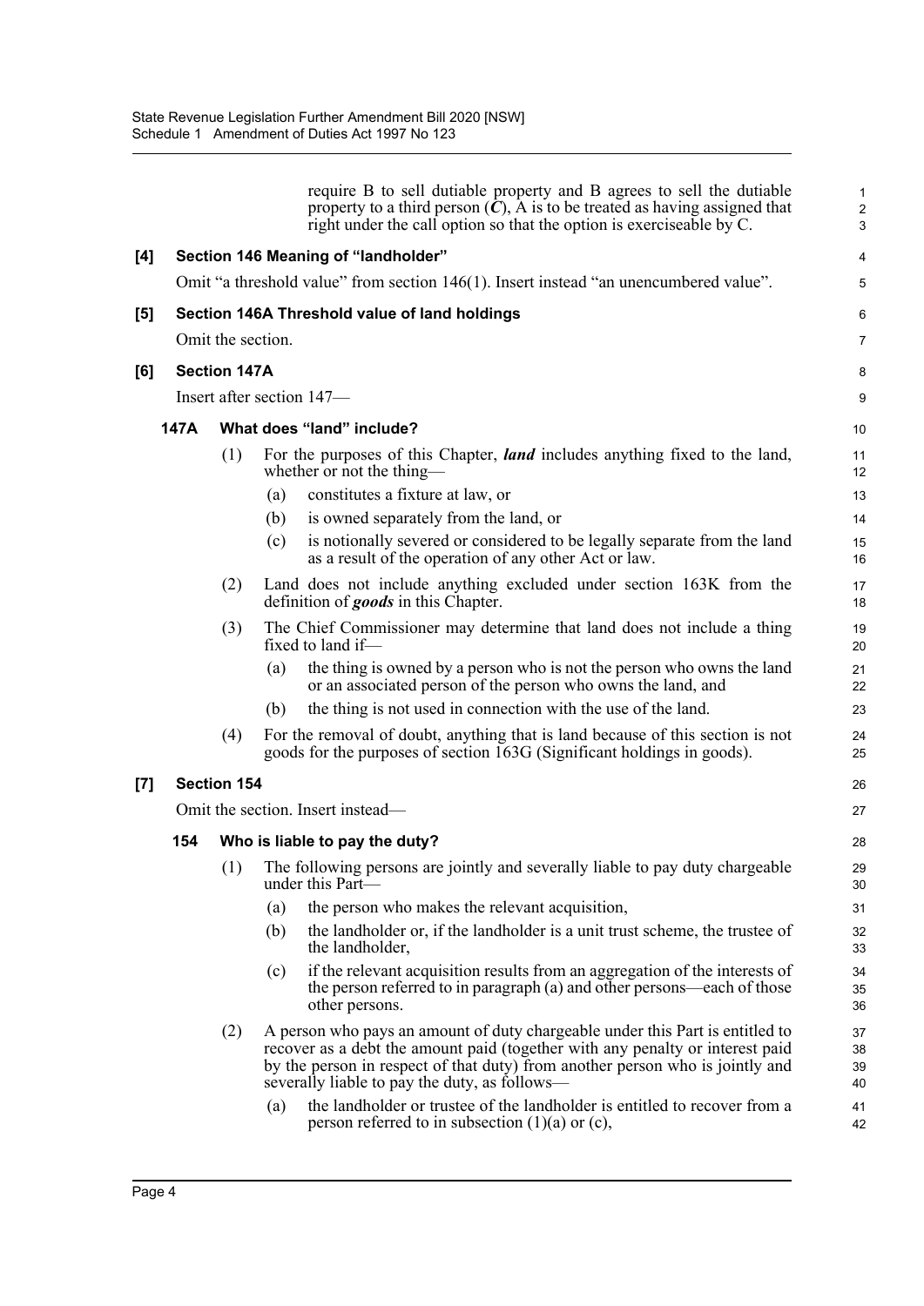require B to sell dutiable property and B agrees to sell the dutiable property to a third person (***C***), A is to be treated as having assigned that right under the call option so that the option is exerciseable by C.

**[4] Section 146 Meaning of "landholder"**

Omit "a threshold value" from section 146(1). Insert instead "an unencumbered value".

**[5] Section 146A Threshold value of land holdings**

Omit the section.

**[6] Section 147A**

Insert after section 147—

**147A What does "land" include?**

(1) For the purposes of this Chapter, ***land*** includes anything fixed to the land, whether or not the thing—

(a) constitutes a fixture at law, or

(b) is owned separately from the land, or

(c) is notionally severed or considered to be legally separate from the land as a result of the operation of any other Act or law.

(2) Land does not include anything excluded under section 163K from the definition of ***goods*** in this Chapter.

(3) The Chief Commissioner may determine that land does not include a thing fixed to land if—

(a) the thing is owned by a person who is not the person who owns the land or an associated person of the person who owns the land, and

(b) the thing is not used in connection with the use of the land.

(4) For the removal of doubt, anything that is land because of this section is not goods for the purposes of section 163G (Significant holdings in goods).

**[7] Section 154**

Omit the section. Insert instead—

**154 Who is liable to pay the duty?**

(1) The following persons are jointly and severally liable to pay duty chargeable under this Part—

(a) the person who makes the relevant acquisition,

(b) the landholder or, if the landholder is a unit trust scheme, the trustee of the landholder,

(c) if the relevant acquisition results from an aggregation of the interests of the person referred to in paragraph (a) and other persons—each of those other persons.

(2) A person who pays an amount of duty chargeable under this Part is entitled to recover as a debt the amount paid (together with any penalty or interest paid by the person in respect of that duty) from another person who is jointly and severally liable to pay the duty, as follows—

(a) the landholder or trustee of the landholder is entitled to recover from a person referred to in subsection (1)(a) or (c),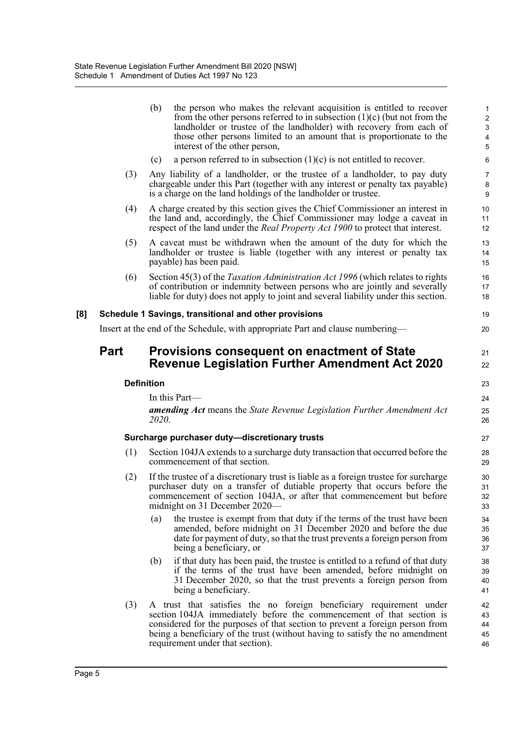(b) the person who makes the relevant acquisition is entitled to recover from the other persons referred to in subsection (1)(c) (but not from the landholder or trustee of the landholder) with recovery from each of those other persons limited to an amount that is proportionate to the interest of the other person,

(c) a person referred to in subsection (1)(c) is not entitled to recover.

(3) Any liability of a landholder, or the trustee of a landholder, to pay duty chargeable under this Part (together with any interest or penalty tax payable) is a charge on the land holdings of the landholder or trustee.

(4) A charge created by this section gives the Chief Commissioner an interest in the land and, accordingly, the Chief Commissioner may lodge a caveat in respect of the land under the *Real Property Act 1900* to protect that interest.

(5) A caveat must be withdrawn when the amount of the duty for which the landholder or trustee is liable (together with any interest or penalty tax payable) has been paid.

(6) Section 45(3) of the *Taxation Administration Act 1996* (which relates to rights of contribution or indemnity between persons who are jointly and severally liable for duty) does not apply to joint and several liability under this section.

**[8] Schedule 1 Savings, transitional and other provisions**

Insert at the end of the Schedule, with appropriate Part and clause numbering—

## Part Provisions consequent on enactment of State Revenue Legislation Further Amendment Act 2020

**Definition**

In this Part—

***amending Act*** means the *State Revenue Legislation Further Amendment Act 2020*.

**Surcharge purchaser duty—discretionary trusts**

(1) Section 104JA extends to a surcharge duty transaction that occurred before the commencement of that section.

(2) If the trustee of a discretionary trust is liable as a foreign trustee for surcharge purchaser duty on a transfer of dutiable property that occurs before the commencement of section 104JA, or after that commencement but before midnight on 31 December 2020—

(a) the trustee is exempt from that duty if the terms of the trust have been amended, before midnight on 31 December 2020 and before the due date for payment of duty, so that the trust prevents a foreign person from being a beneficiary, or

(b) if that duty has been paid, the trustee is entitled to a refund of that duty if the terms of the trust have been amended, before midnight on 31 December 2020, so that the trust prevents a foreign person from being a beneficiary.

(3) A trust that satisfies the no foreign beneficiary requirement under section 104JA immediately before the commencement of that section is considered for the purposes of that section to prevent a foreign person from being a beneficiary of the trust (without having to satisfy the no amendment requirement under that section).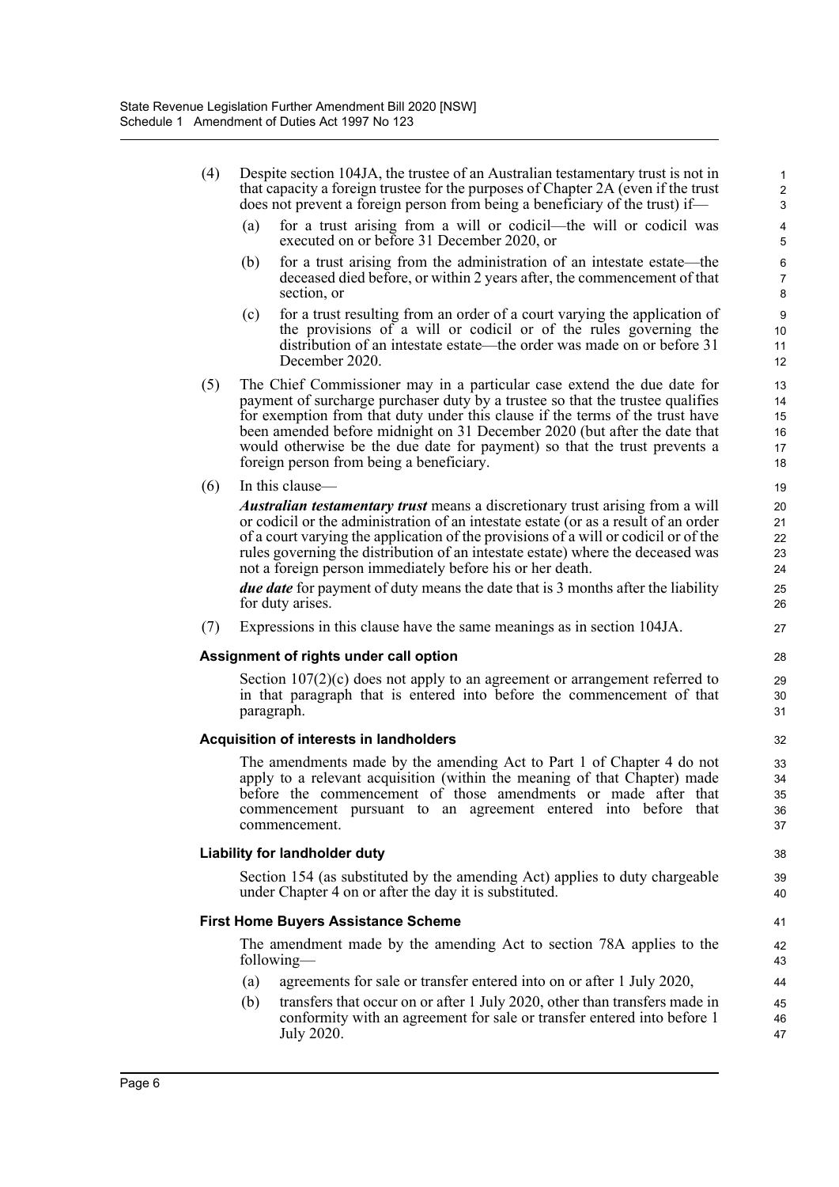(4) Despite section 104JA, the trustee of an Australian testamentary trust is not in that capacity a foreign trustee for the purposes of Chapter 2A (even if the trust does not prevent a foreign person from being a beneficiary of the trust) if—

(a) for a trust arising from a will or codicil—the will or codicil was executed on or before 31 December 2020, or

(b) for a trust arising from the administration of an intestate estate—the deceased died before, or within 2 years after, the commencement of that section, or

(c) for a trust resulting from an order of a court varying the application of the provisions of a will or codicil or of the rules governing the distribution of an intestate estate—the order was made on or before 31 December 2020.

(5) The Chief Commissioner may in a particular case extend the due date for payment of surcharge purchaser duty by a trustee so that the trustee qualifies for exemption from that duty under this clause if the terms of the trust have been amended before midnight on 31 December 2020 (but after the date that would otherwise be the due date for payment) so that the trust prevents a foreign person from being a beneficiary.

(6) In this clause—

***Australian testamentary trust*** means a discretionary trust arising from a will or codicil or the administration of an intestate estate (or as a result of an order of a court varying the application of the provisions of a will or codicil or of the rules governing the distribution of an intestate estate) where the deceased was not a foreign person immediately before his or her death.

***due date*** for payment of duty means the date that is 3 months after the liability for duty arises.

(7) Expressions in this clause have the same meanings as in section 104JA.

#### Assignment of rights under call option

Section 107(2)(c) does not apply to an agreement or arrangement referred to in that paragraph that is entered into before the commencement of that paragraph.

#### Acquisition of interests in landholders

The amendments made by the amending Act to Part 1 of Chapter 4 do not apply to a relevant acquisition (within the meaning of that Chapter) made before the commencement of those amendments or made after that commencement pursuant to an agreement entered into before that commencement.

#### Liability for landholder duty

Section 154 (as substituted by the amending Act) applies to duty chargeable under Chapter 4 on or after the day it is substituted.

#### First Home Buyers Assistance Scheme

The amendment made by the amending Act to section 78A applies to the following—

(a) agreements for sale or transfer entered into on or after 1 July 2020,

(b) transfers that occur on or after 1 July 2020, other than transfers made in conformity with an agreement for sale or transfer entered into before 1 July 2020.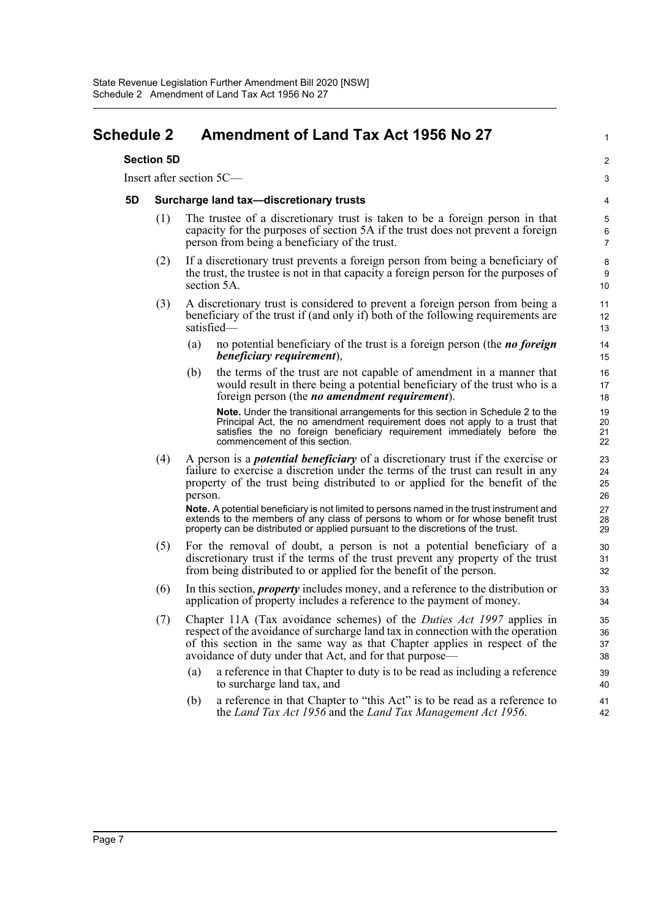# Schedule 2 Amendment of Land Tax Act 1956 No 27

## Section 5D

Insert after section 5C—

### 5D Surcharge land tax—discretionary trusts

(1) The trustee of a discretionary trust is taken to be a foreign person in that capacity for the purposes of section 5A if the trust does not prevent a foreign person from being a beneficiary of the trust.

(2) If a discretionary trust prevents a foreign person from being a beneficiary of the trust, the trustee is not in that capacity a foreign person for the purposes of section 5A.

(3) A discretionary trust is considered to prevent a foreign person from being a beneficiary of the trust if (and only if) both of the following requirements are satisfied—

(a) no potential beneficiary of the trust is a foreign person (the ***no foreign beneficiary requirement***),

(b) the terms of the trust are not capable of amendment in a manner that would result in there being a potential beneficiary of the trust who is a foreign person (the ***no amendment requirement***).

**Note.** Under the transitional arrangements for this section in Schedule 2 to the Principal Act, the no amendment requirement does not apply to a trust that satisfies the no foreign beneficiary requirement immediately before the commencement of this section.

(4) A person is a ***potential beneficiary*** of a discretionary trust if the exercise or failure to exercise a discretion under the terms of the trust can result in any property of the trust being distributed to or applied for the benefit of the person.

**Note.** A potential beneficiary is not limited to persons named in the trust instrument and extends to the members of any class of persons to whom or for whose benefit trust property can be distributed or applied pursuant to the discretions of the trust.

(5) For the removal of doubt, a person is not a potential beneficiary of a discretionary trust if the terms of the trust prevent any property of the trust from being distributed to or applied for the benefit of the person.

(6) In this section, ***property*** includes money, and a reference to the distribution or application of property includes a reference to the payment of money.

(7) Chapter 11A (Tax avoidance schemes) of the *Duties Act 1997* applies in respect of the avoidance of surcharge land tax in connection with the operation of this section in the same way as that Chapter applies in respect of the avoidance of duty under that Act, and for that purpose—

(a) a reference in that Chapter to duty is to be read as including a reference to surcharge land tax, and

(b) a reference in that Chapter to "this Act" is to be read as a reference to the *Land Tax Act 1956* and the *Land Tax Management Act 1956*.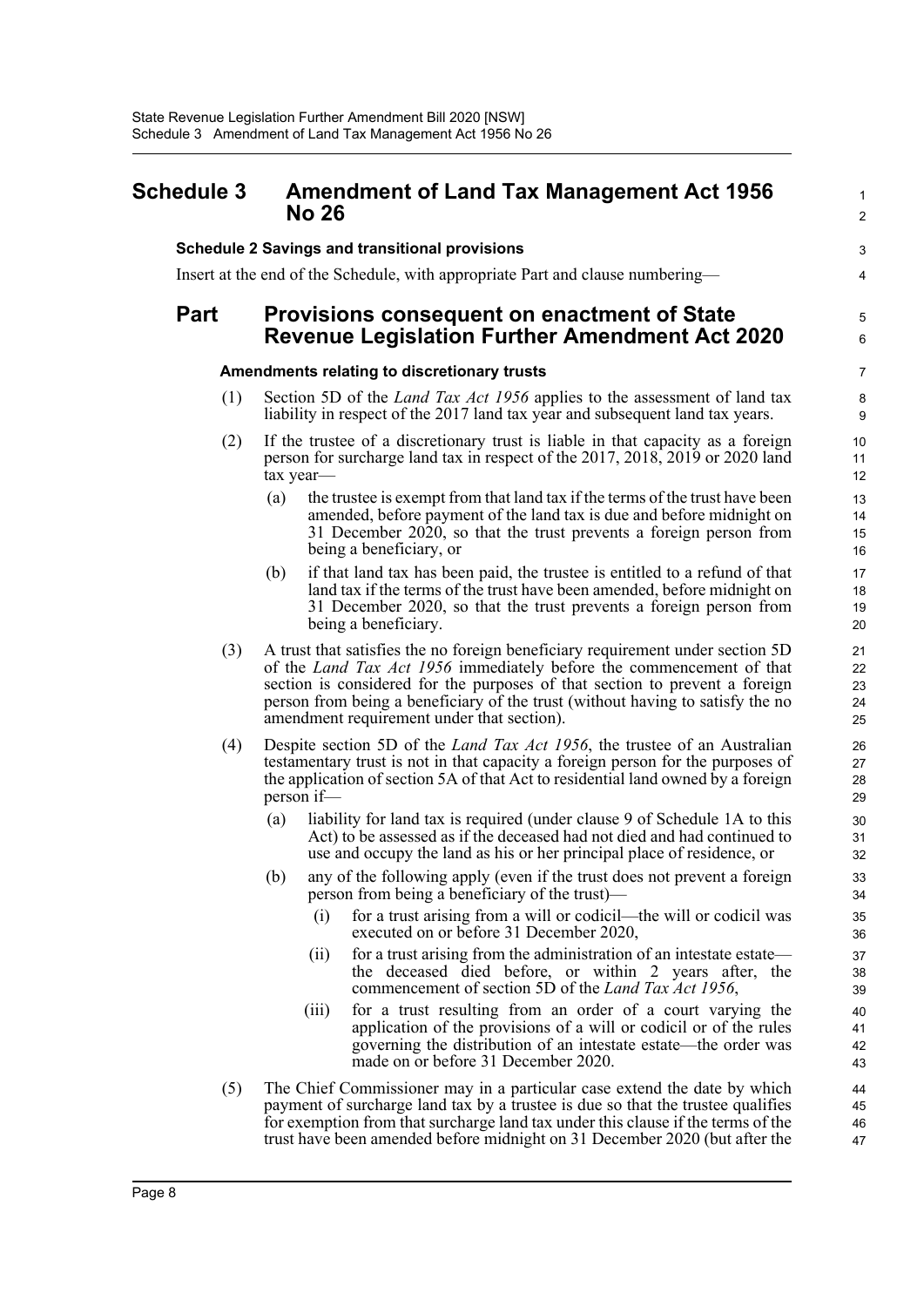# Schedule 3 Amendment of Land Tax Management Act 1956 No 26

**Schedule 2 Savings and transitional provisions**

Insert at the end of the Schedule, with appropriate Part and clause numbering—

## Part Provisions consequent on enactment of State Revenue Legislation Further Amendment Act 2020

**Amendments relating to discretionary trusts**

(1) Section 5D of the *Land Tax Act 1956* applies to the assessment of land tax liability in respect of the 2017 land tax year and subsequent land tax years.

(2) If the trustee of a discretionary trust is liable in that capacity as a foreign person for surcharge land tax in respect of the 2017, 2018, 2019 or 2020 land tax year—

(a) the trustee is exempt from that land tax if the terms of the trust have been amended, before payment of the land tax is due and before midnight on 31 December 2020, so that the trust prevents a foreign person from being a beneficiary, or

(b) if that land tax has been paid, the trustee is entitled to a refund of that land tax if the terms of the trust have been amended, before midnight on 31 December 2020, so that the trust prevents a foreign person from being a beneficiary.

(3) A trust that satisfies the no foreign beneficiary requirement under section 5D of the *Land Tax Act 1956* immediately before the commencement of that section is considered for the purposes of that section to prevent a foreign person from being a beneficiary of the trust (without having to satisfy the no amendment requirement under that section).

(4) Despite section 5D of the *Land Tax Act 1956*, the trustee of an Australian testamentary trust is not in that capacity a foreign person for the purposes of the application of section 5A of that Act to residential land owned by a foreign person if—

(a) liability for land tax is required (under clause 9 of Schedule 1A to this Act) to be assessed as if the deceased had not died and had continued to use and occupy the land as his or her principal place of residence, or

(b) any of the following apply (even if the trust does not prevent a foreign person from being a beneficiary of the trust)—

(i) for a trust arising from a will or codicil—the will or codicil was executed on or before 31 December 2020,

(ii) for a trust arising from the administration of an intestate estate—the deceased died before, or within 2 years after, the commencement of section 5D of the *Land Tax Act 1956*,

(iii) for a trust resulting from an order of a court varying the application of the provisions of a will or codicil or of the rules governing the distribution of an intestate estate—the order was made on or before 31 December 2020.

(5) The Chief Commissioner may in a particular case extend the date by which payment of surcharge land tax by a trustee is due so that the trustee qualifies for exemption from that surcharge land tax under this clause if the terms of the trust have been amended before midnight on 31 December 2020 (but after the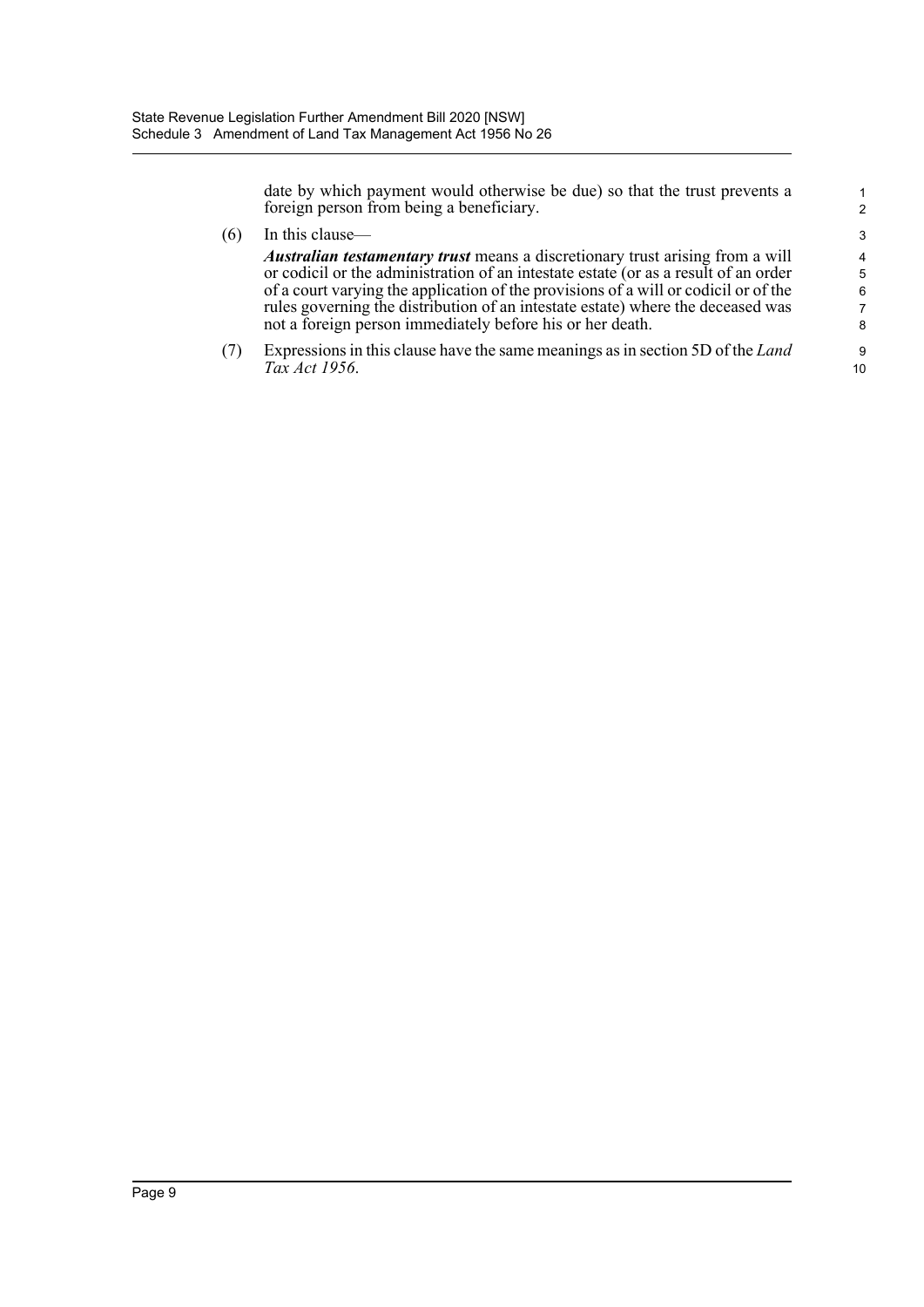date by which payment would otherwise be due) so that the trust prevents a foreign person from being a beneficiary.

(6) In this clause—

***Australian testamentary trust*** means a discretionary trust arising from a will or codicil or the administration of an intestate estate (or as a result of an order of a court varying the application of the provisions of a will or codicil or of the rules governing the distribution of an intestate estate) where the deceased was not a foreign person immediately before his or her death.

(7) Expressions in this clause have the same meanings as in section 5D of the *Land Tax Act 1956*.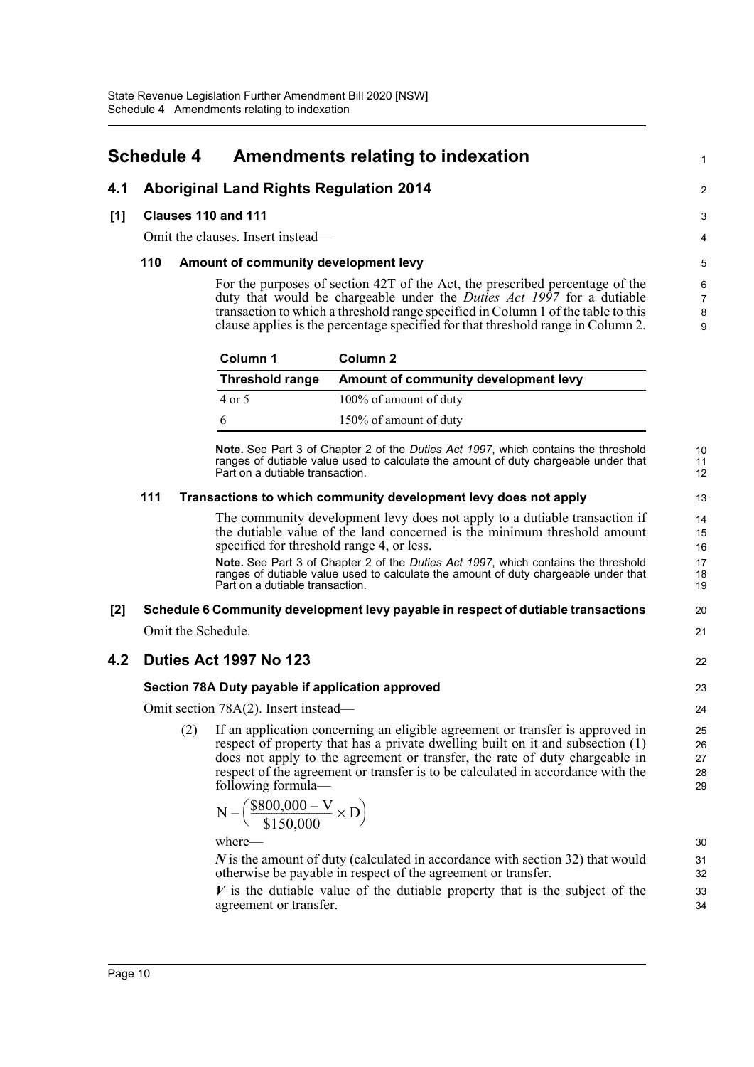# Schedule 4 Amendments relating to indexation

## 4.1 Aboriginal Land Rights Regulation 2014

### [1] Clauses 110 and 111

Omit the clauses. Insert instead—

#### 110 Amount of community development levy

For the purposes of section 42T of the Act, the prescribed percentage of the duty that would be chargeable under the *Duties Act 1997* for a dutiable transaction to which a threshold range specified in Column 1 of the table to this clause applies is the percentage specified for that threshold range in Column 2.

| Column 1 | Column 2 |
| --- | --- |
| **Threshold range** | **Amount of community development levy** |
| 4 or 5 | 100% of amount of duty |
| 6 | 150% of amount of duty |

**Note.** See Part 3 of Chapter 2 of the *Duties Act 1997*, which contains the threshold ranges of dutiable value used to calculate the amount of duty chargeable under that Part on a dutiable transaction.

#### 111 Transactions to which community development levy does not apply

The community development levy does not apply to a dutiable transaction if the dutiable value of the land concerned is the minimum threshold amount specified for threshold range 4, or less.

**Note.** See Part 3 of Chapter 2 of the *Duties Act 1997*, which contains the threshold ranges of dutiable value used to calculate the amount of duty chargeable under that Part on a dutiable transaction.

### [2] Schedule 6 Community development levy payable in respect of dutiable transactions

Omit the Schedule.

## 4.2 Duties Act 1997 No 123

### Section 78A Duty payable if application approved

Omit section 78A(2). Insert instead—

(2) If an application concerning an eligible agreement or transfer is approved in respect of property that has a private dwelling built on it and subsection (1) does not apply to the agreement or transfer, the rate of duty chargeable in respect of the agreement or transfer is to be calculated in accordance with the following formula—

$$N - \left( \frac{\$800{,}000 - V}{\$150{,}000} \times D \right)$$

where—

***N*** is the amount of duty (calculated in accordance with section 32) that would otherwise be payable in respect of the agreement or transfer.

***V*** is the dutiable value of the dutiable property that is the subject of the agreement or transfer.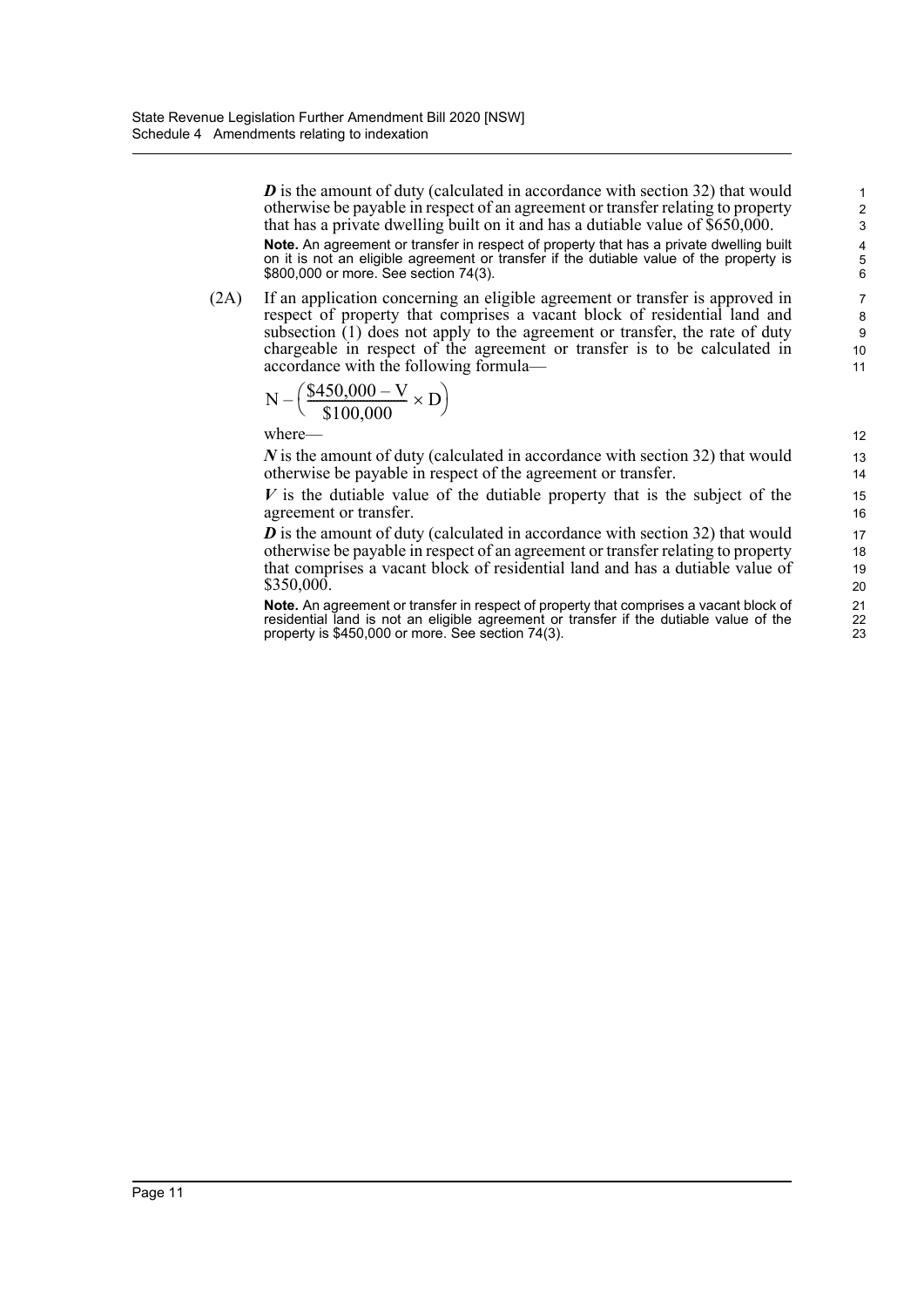***D*** is the amount of duty (calculated in accordance with section 32) that would otherwise be payable in respect of an agreement or transfer relating to property that has a private dwelling built on it and has a dutiable value of $650,000.

**Note.** An agreement or transfer in respect of property that has a private dwelling built on it is not an eligible agreement or transfer if the dutiable value of the property is $800,000 or more. See section 74(3).

(2A) If an application concerning an eligible agreement or transfer is approved in respect of property that comprises a vacant block of residential land and subsection (1) does not apply to the agreement or transfer, the rate of duty chargeable in respect of the agreement or transfer is to be calculated in accordance with the following formula—

$$N - \left( \frac{\$450{,}000 - V}{\$100{,}000} \times D \right)$$

where—

***N*** is the amount of duty (calculated in accordance with section 32) that would otherwise be payable in respect of the agreement or transfer.

***V*** is the dutiable value of the dutiable property that is the subject of the agreement or transfer.

***D*** is the amount of duty (calculated in accordance with section 32) that would otherwise be payable in respect of an agreement or transfer relating to property that comprises a vacant block of residential land and has a dutiable value of $350,000.

**Note.** An agreement or transfer in respect of property that comprises a vacant block of residential land is not an eligible agreement or transfer if the dutiable value of the property is $450,000 or more. See section 74(3).